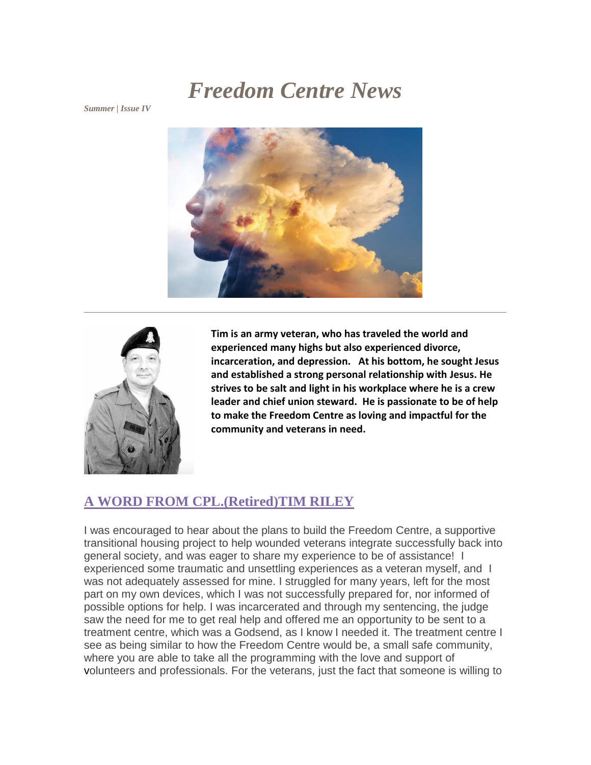# *Freedom Centre News*

***Summer | Issue IV***

**Tim is an army veteran, who has traveled the world and experienced many highs but also experienced divorce, incarceration, and depression. At his bottom, he sought Jesus and established a strong personal relationship with Jesus. He strives to be salt and light in his workplace where he is a crew leader and chief union steward. He is passionate to be of help to make the Freedom Centre as loving and impactful for the community and veterans in need.**

## A WORD FROM CPL.(Retired)TIM RILEY

I was encouraged to hear about the plans to build the Freedom Centre, a supportive transitional housing project to help wounded veterans integrate successfully back into general society, and was eager to share my experience to be of assistance! I experienced some traumatic and unsettling experiences as a veteran myself, and I was not adequately assessed for mine. I struggled for many years, left for the most part on my own devices, which I was not successfully prepared for, nor informed of possible options for help. I was incarcerated and through my sentencing, the judge saw the need for me to get real help and offered me an opportunity to be sent to a treatment centre, which was a Godsend, as I know I needed it. The treatment centre I see as being similar to how the Freedom Centre would be, a small safe community, where you are able to take all the programming with the love and support of volunteers and professionals. For the veterans, just the fact that someone is willing to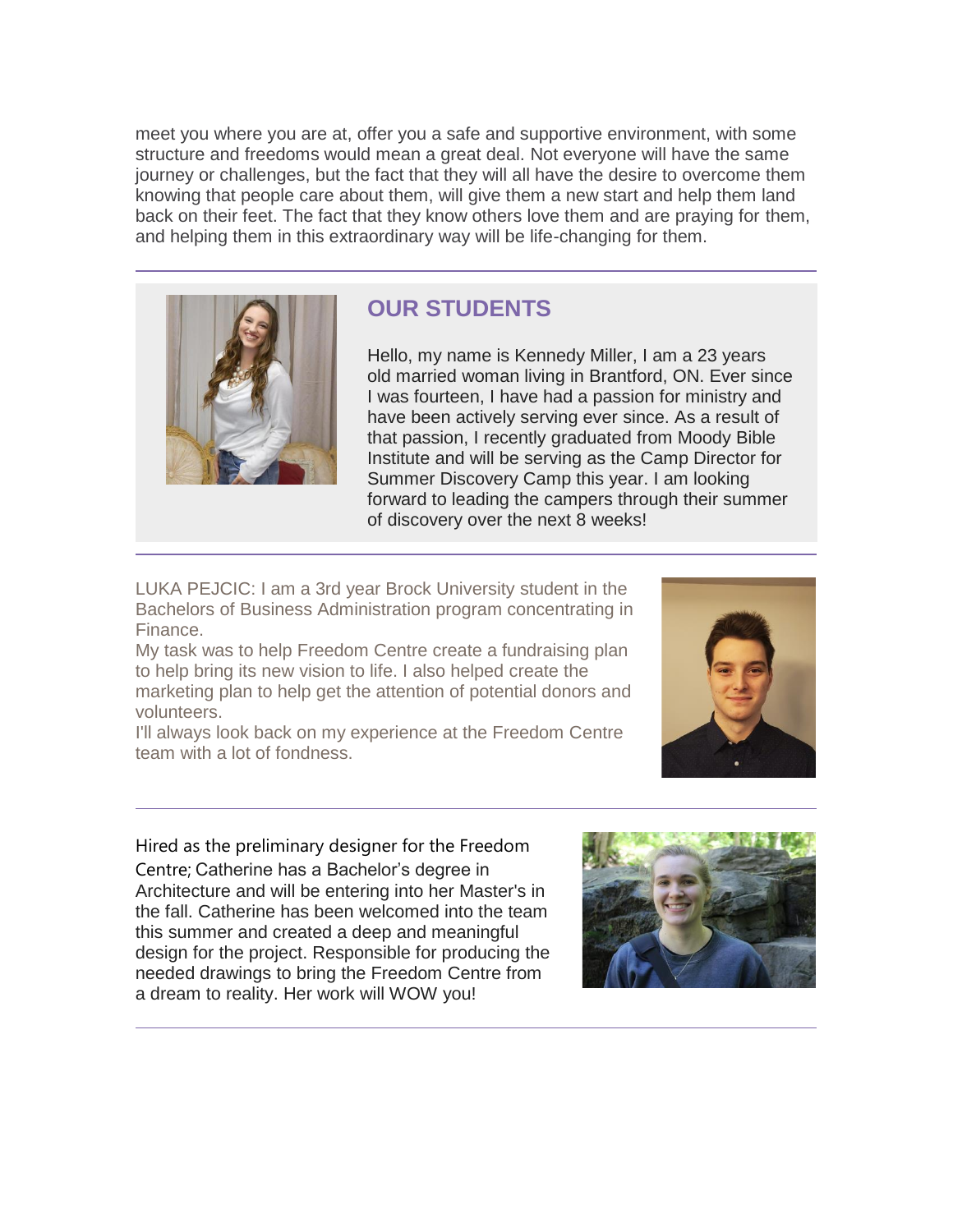meet you where you are at, offer you a safe and supportive environment, with some structure and freedoms would mean a great deal. Not everyone will have the same journey or challenges, but the fact that they will all have the desire to overcome them knowing that people care about them, will give them a new start and help them land back on their feet. The fact that they know others love them and are praying for them, and helping them in this extraordinary way will be life-changing for them.

---

## OUR STUDENTS

Hello, my name is Kennedy Miller, I am a 23 years old married woman living in Brantford, ON. Ever since I was fourteen, I have had a passion for ministry and have been actively serving ever since. As a result of that passion, I recently graduated from Moody Bible Institute and will be serving as the Camp Director for Summer Discovery Camp this year. I am looking forward to leading the campers through their summer of discovery over the next 8 weeks!

---

LUKA PEJCIC: I am a 3rd year Brock University student in the Bachelors of Business Administration program concentrating in Finance.
My task was to help Freedom Centre create a fundraising plan to help bring its new vision to life. I also helped create the marketing plan to help get the attention of potential donors and volunteers.
I'll always look back on my experience at the Freedom Centre team with a lot of fondness.

---

Hired as the preliminary designer for the Freedom Centre; Catherine has a Bachelor's degree in Architecture and will be entering into her Master's in the fall. Catherine has been welcomed into the team this summer and created a deep and meaningful design for the project. Responsible for producing the needed drawings to bring the Freedom Centre from a dream to reality. Her work will WOW you!

---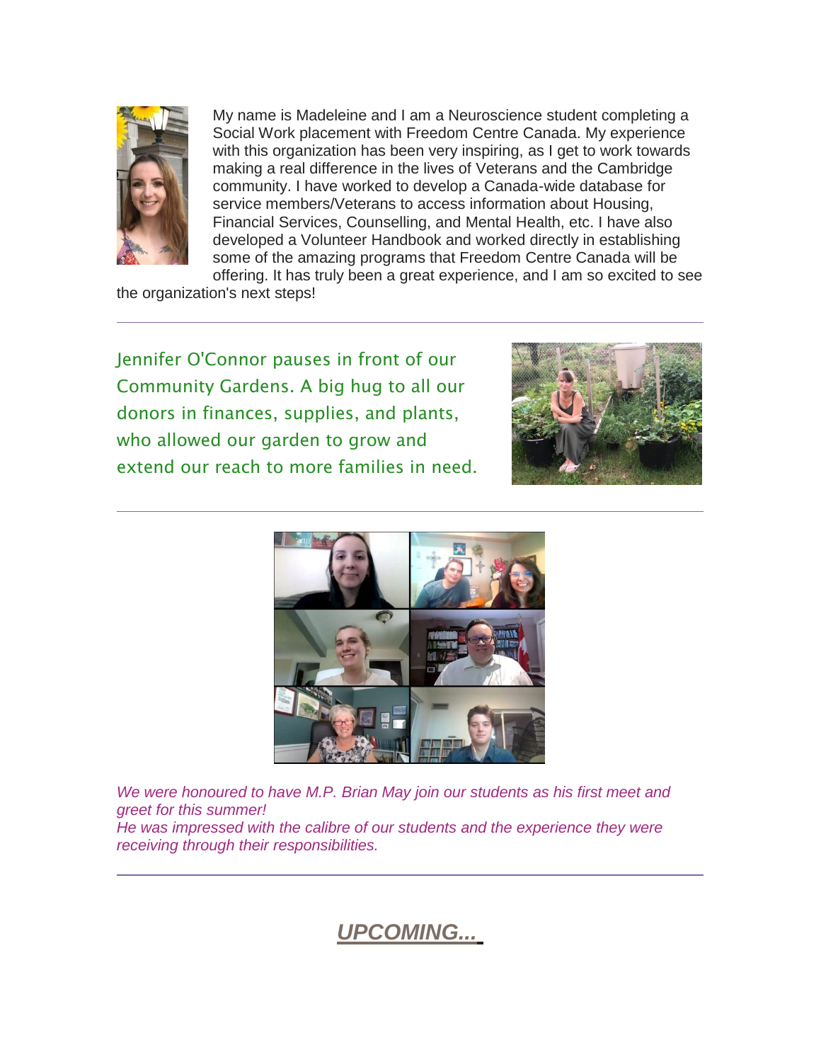My name is Madeleine and I am a Neuroscience student completing a Social Work placement with Freedom Centre Canada. My experience with this organization has been very inspiring, as I get to work towards making a real difference in the lives of Veterans and the Cambridge community. I have worked to develop a Canada-wide database for service members/Veterans to access information about Housing, Financial Services, Counselling, and Mental Health, etc. I have also developed a Volunteer Handbook and worked directly in establishing some of the amazing programs that Freedom Centre Canada will be offering. It has truly been a great experience, and I am so excited to see the organization's next steps!

---

Jennifer O'Connor pauses in front of our Community Gardens. A big hug to all our donors in finances, supplies, and plants, who allowed our garden to grow and extend our reach to more families in need.

---

*We were honoured to have M.P. Brian May join our students as his first meet and greet for this summer!*
*He was impressed with the calibre of our students and the experience they were receiving through their responsibilities.*

---

## *UPCOMING...*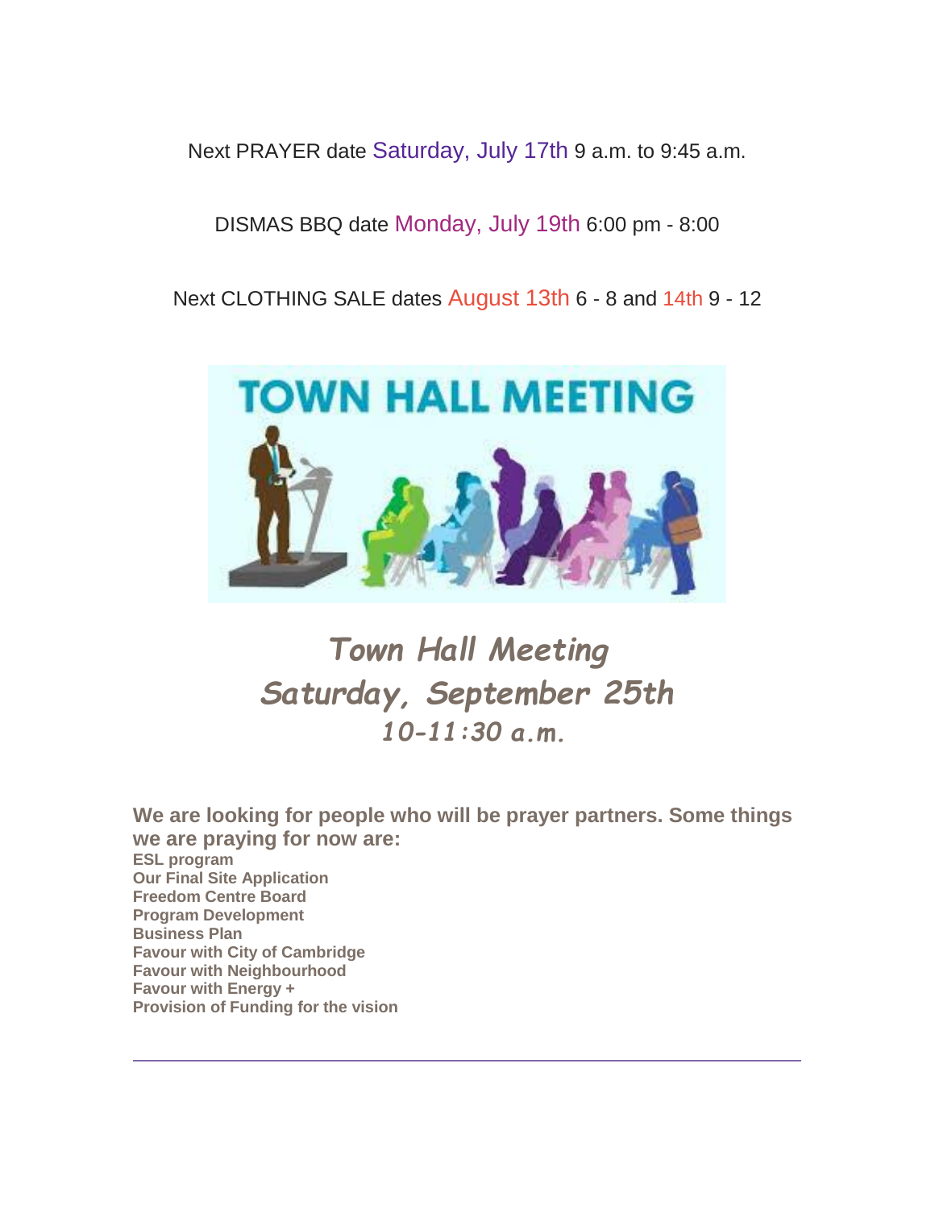Next PRAYER date Saturday, July 17th 9 a.m. to 9:45 a.m.

DISMAS BBQ date Monday, July 19th 6:00 pm - 8:00

Next CLOTHING SALE dates August 13th 6 - 8 and 14th 9 - 12

TOWN HALL MEETING

## *Town Hall Meeting*
## *Saturday, September 25th*
### *10-11:30 a.m.*

**We are looking for people who will be prayer partners. Some things we are praying for now are:**

**ESL program**
**Our Final Site Application**
**Freedom Centre Board**
**Program Development**
**Business Plan**
**Favour with City of Cambridge**
**Favour with Neighbourhood**
**Favour with Energy +**
**Provision of Funding for the vision**

---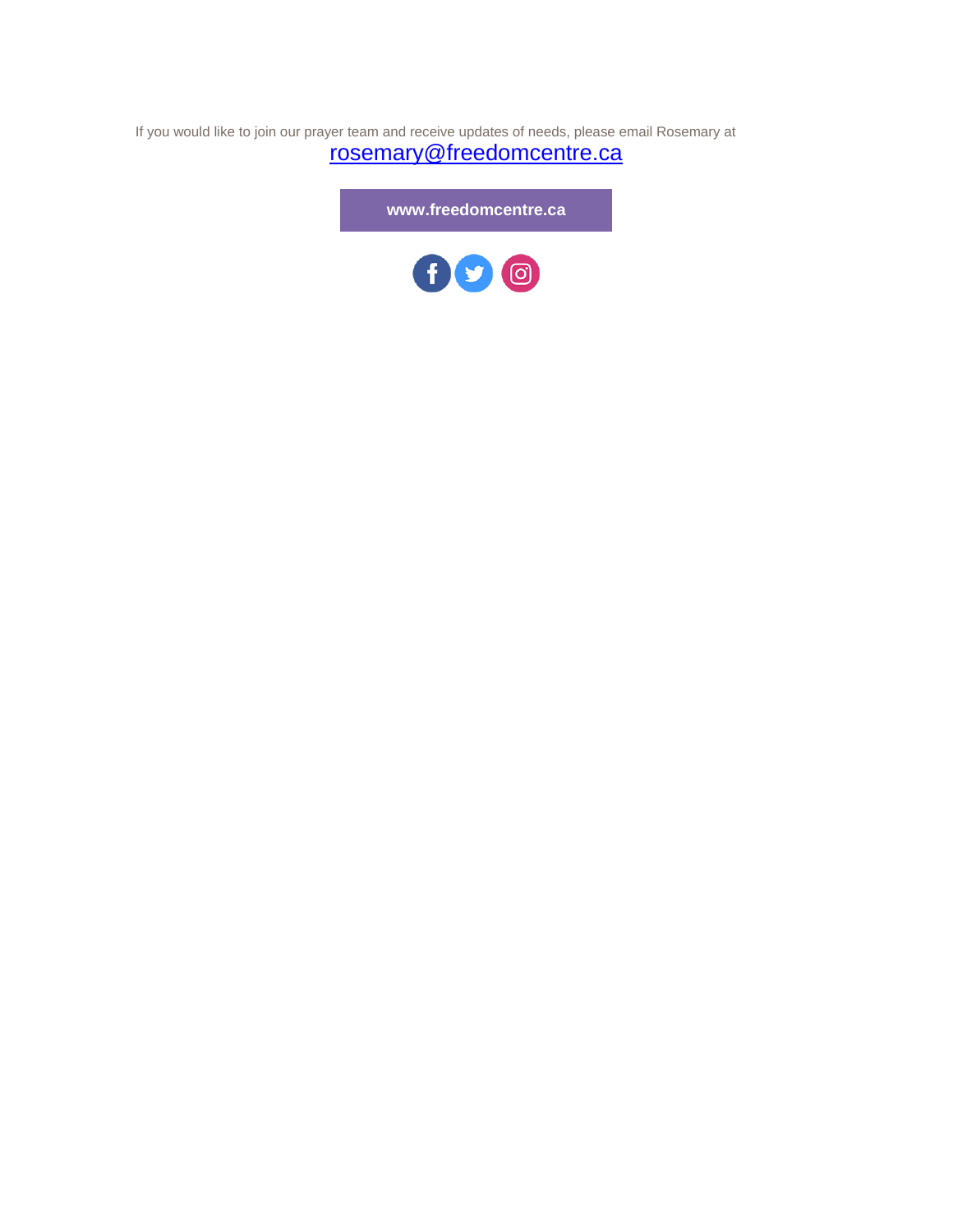If you would like to join our prayer team and receive updates of needs, please email Rosemary at

rosemary@freedomcentre.ca

**www.freedomcentre.ca**